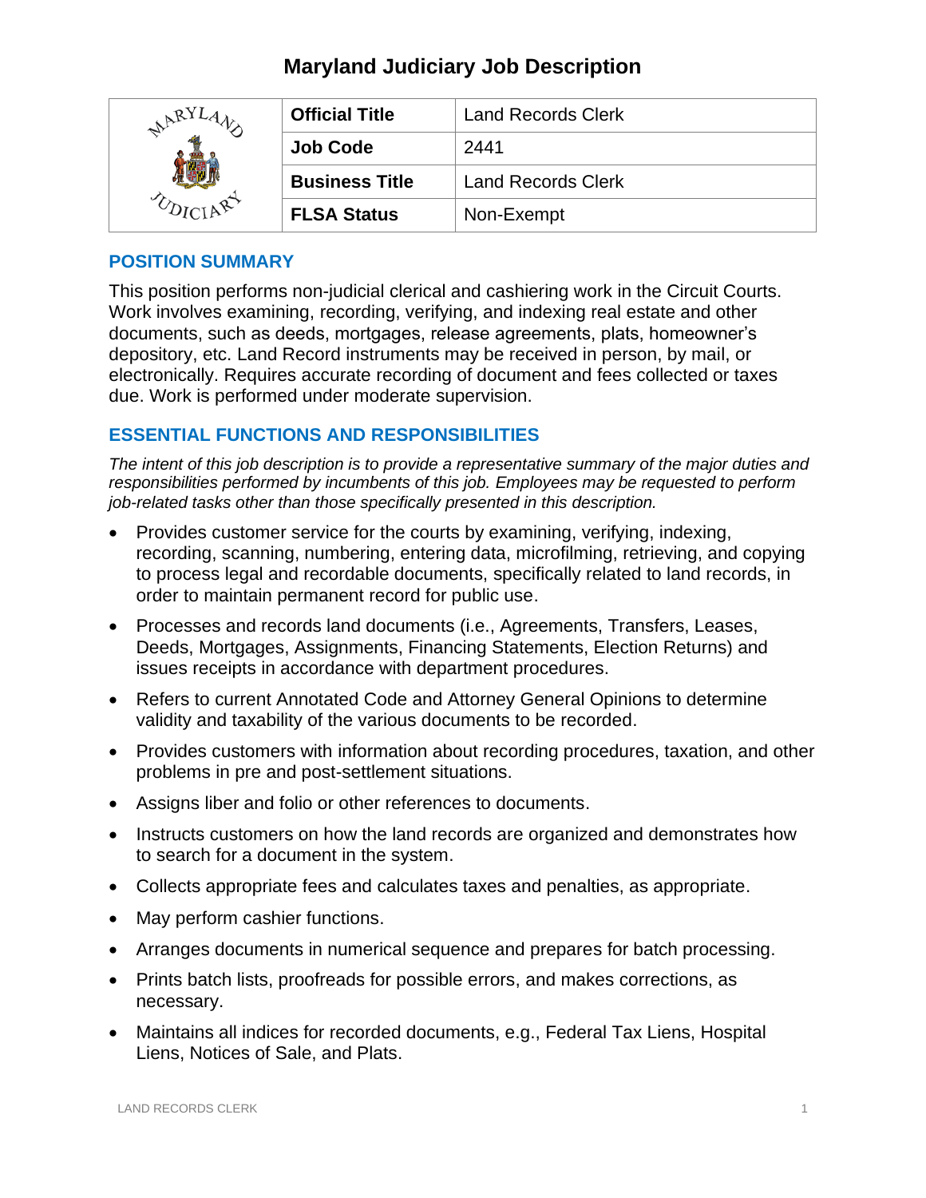# Maryland Judiciary Job Description

| | Official Title | Land Records Clerk |
|---|---|---|
| | **Job Code** | 2441 |
| | **Business Title** | Land Records Clerk |
| | **FLSA Status** | Non-Exempt |

## POSITION SUMMARY

This position performs non-judicial clerical and cashiering work in the Circuit Courts. Work involves examining, recording, verifying, and indexing real estate and other documents, such as deeds, mortgages, release agreements, plats, homeowner's depository, etc. Land Record instruments may be received in person, by mail, or electronically. Requires accurate recording of document and fees collected or taxes due. Work is performed under moderate supervision.

## ESSENTIAL FUNCTIONS AND RESPONSIBILITIES

*The intent of this job description is to provide a representative summary of the major duties and responsibilities performed by incumbents of this job. Employees may be requested to perform job-related tasks other than those specifically presented in this description.*

- Provides customer service for the courts by examining, verifying, indexing, recording, scanning, numbering, entering data, microfilming, retrieving, and copying to process legal and recordable documents, specifically related to land records, in order to maintain permanent record for public use.
- Processes and records land documents (i.e., Agreements, Transfers, Leases, Deeds, Mortgages, Assignments, Financing Statements, Election Returns) and issues receipts in accordance with department procedures.
- Refers to current Annotated Code and Attorney General Opinions to determine validity and taxability of the various documents to be recorded.
- Provides customers with information about recording procedures, taxation, and other problems in pre and post-settlement situations.
- Assigns liber and folio or other references to documents.
- Instructs customers on how the land records are organized and demonstrates how to search for a document in the system.
- Collects appropriate fees and calculates taxes and penalties, as appropriate.
- May perform cashier functions.
- Arranges documents in numerical sequence and prepares for batch processing.
- Prints batch lists, proofreads for possible errors, and makes corrections, as necessary.
- Maintains all indices for recorded documents, e.g., Federal Tax Liens, Hospital Liens, Notices of Sale, and Plats.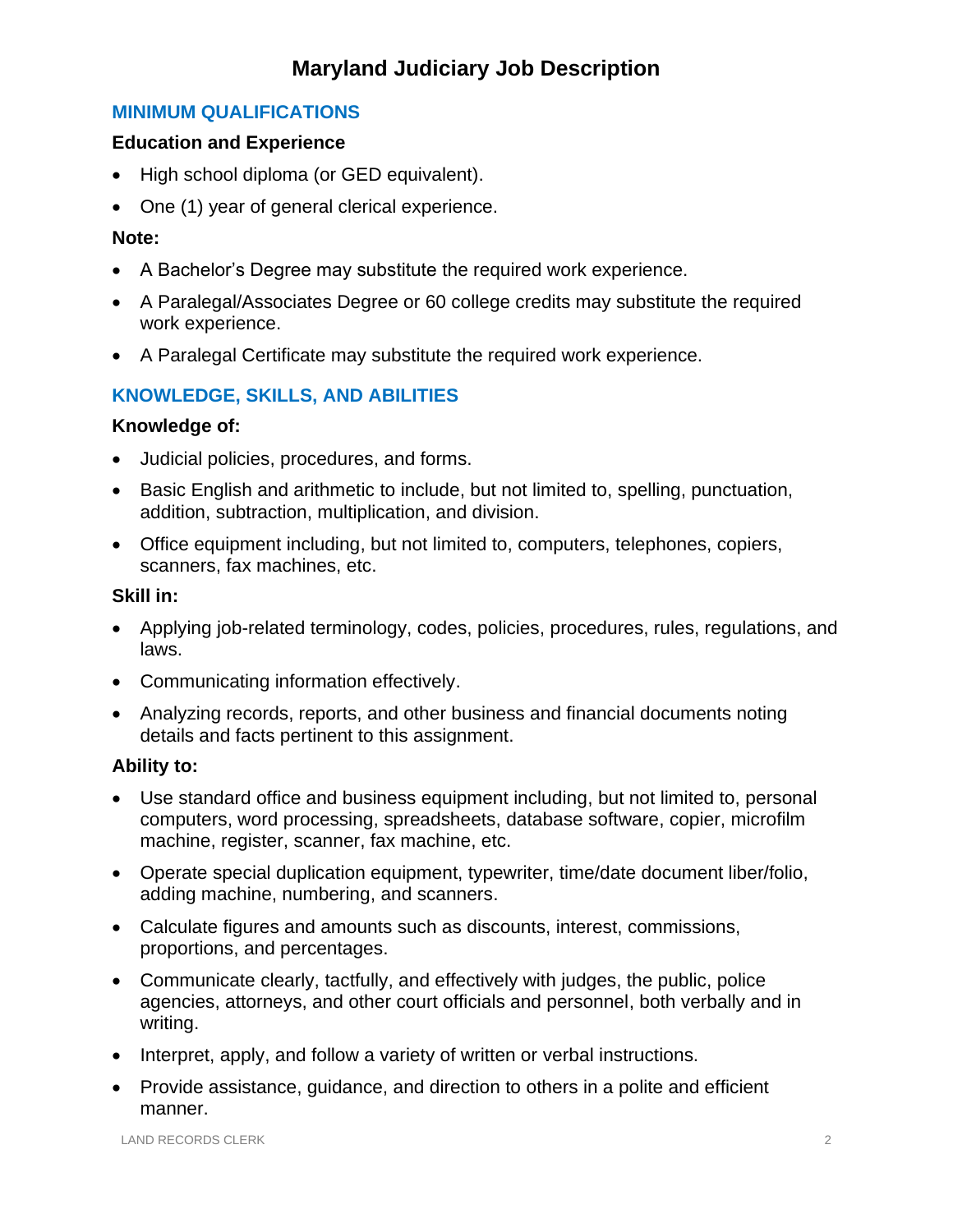# Maryland Judiciary Job Description

## MINIMUM QUALIFICATIONS

### Education and Experience

- High school diploma (or GED equivalent).
- One (1) year of general clerical experience.

### Note:

- A Bachelor's Degree may substitute the required work experience.
- A Paralegal/Associates Degree or 60 college credits may substitute the required work experience.
- A Paralegal Certificate may substitute the required work experience.

## KNOWLEDGE, SKILLS, AND ABILITIES

### Knowledge of:

- Judicial policies, procedures, and forms.
- Basic English and arithmetic to include, but not limited to, spelling, punctuation, addition, subtraction, multiplication, and division.
- Office equipment including, but not limited to, computers, telephones, copiers, scanners, fax machines, etc.

### Skill in:

- Applying job-related terminology, codes, policies, procedures, rules, regulations, and laws.
- Communicating information effectively.
- Analyzing records, reports, and other business and financial documents noting details and facts pertinent to this assignment.

### Ability to:

- Use standard office and business equipment including, but not limited to, personal computers, word processing, spreadsheets, database software, copier, microfilm machine, register, scanner, fax machine, etc.
- Operate special duplication equipment, typewriter, time/date document liber/folio, adding machine, numbering, and scanners.
- Calculate figures and amounts such as discounts, interest, commissions, proportions, and percentages.
- Communicate clearly, tactfully, and effectively with judges, the public, police agencies, attorneys, and other court officials and personnel, both verbally and in writing.
- Interpret, apply, and follow a variety of written or verbal instructions.
- Provide assistance, guidance, and direction to others in a polite and efficient manner.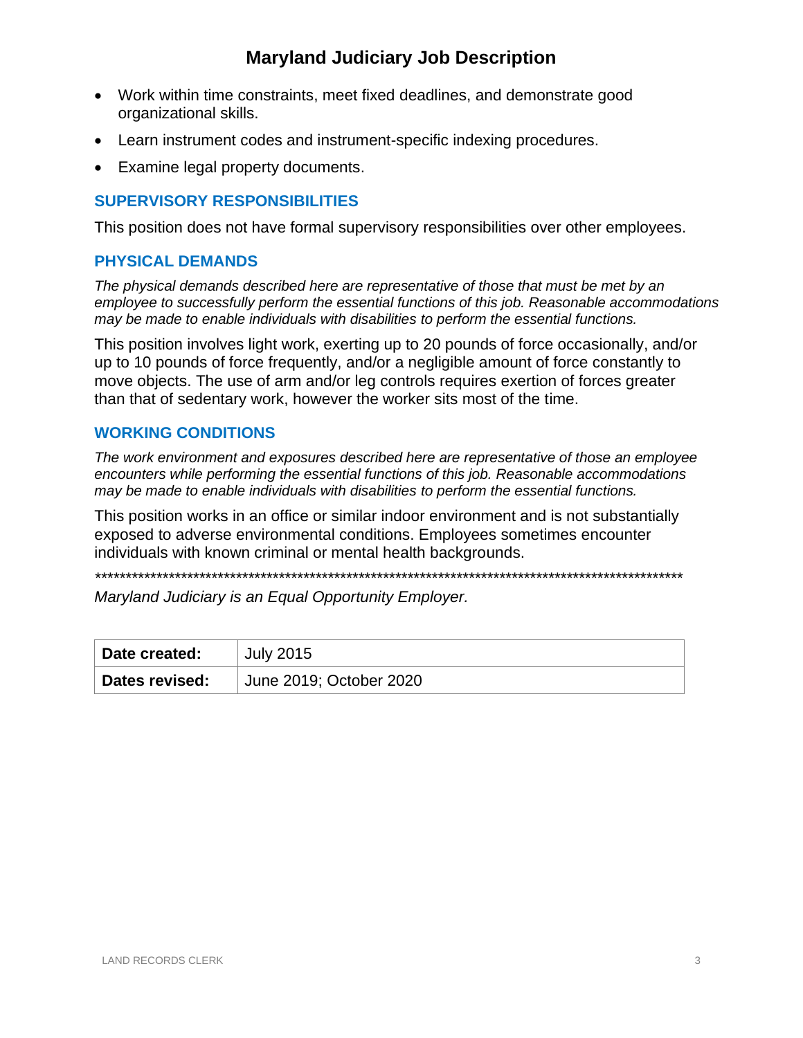# Maryland Judiciary Job Description

- Work within time constraints, meet fixed deadlines, and demonstrate good organizational skills.
- Learn instrument codes and instrument-specific indexing procedures.
- Examine legal property documents.

## SUPERVISORY RESPONSIBILITIES

This position does not have formal supervisory responsibilities over other employees.

## PHYSICAL DEMANDS

*The physical demands described here are representative of those that must be met by an employee to successfully perform the essential functions of this job. Reasonable accommodations may be made to enable individuals with disabilities to perform the essential functions.*

This position involves light work, exerting up to 20 pounds of force occasionally, and/or up to 10 pounds of force frequently, and/or a negligible amount of force constantly to move objects. The use of arm and/or leg controls requires exertion of forces greater than that of sedentary work, however the worker sits most of the time.

## WORKING CONDITIONS

*The work environment and exposures described here are representative of those an employee encounters while performing the essential functions of this job. Reasonable accommodations may be made to enable individuals with disabilities to perform the essential functions.*

This position works in an office or similar indoor environment and is not substantially exposed to adverse environmental conditions. Employees sometimes encounter individuals with known criminal or mental health backgrounds.

*****************************************************************************************************

*Maryland Judiciary is an Equal Opportunity Employer.*

| | |
|---|---|
| **Date created:** | July 2015 |
| **Dates revised:** | June 2019; October 2020 |